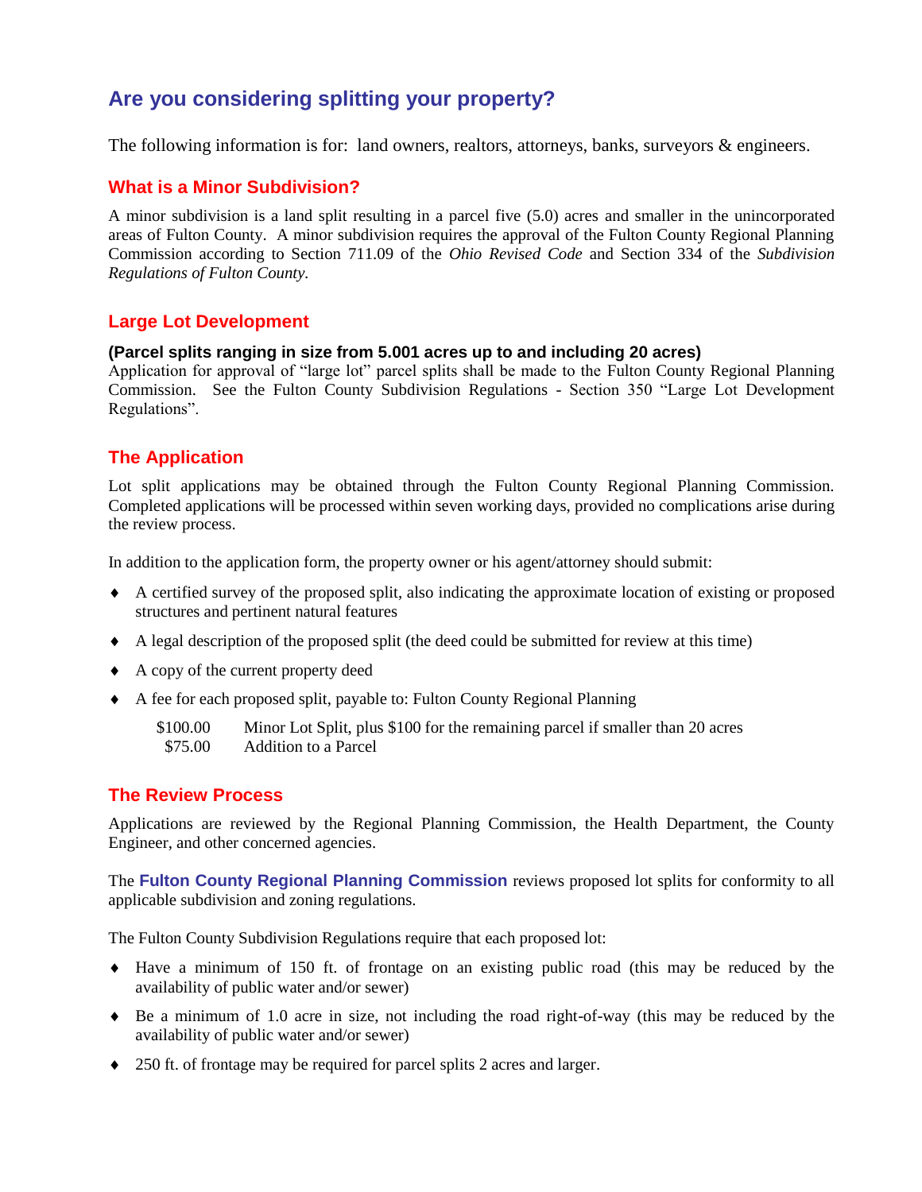# Are you considering splitting your property?

The following information is for: land owners, realtors, attorneys, banks, surveyors & engineers.

## What is a Minor Subdivision?

A minor subdivision is a land split resulting in a parcel five (5.0) acres and smaller in the unincorporated areas of Fulton County. A minor subdivision requires the approval of the Fulton County Regional Planning Commission according to Section 711.09 of the *Ohio Revised Code* and Section 334 of the *Subdivision Regulations of Fulton County.*

## Large Lot Development

**(Parcel splits ranging in size from 5.001 acres up to and including 20 acres)**

Application for approval of "large lot" parcel splits shall be made to the Fulton County Regional Planning Commission. See the Fulton County Subdivision Regulations - Section 350 "Large Lot Development Regulations".

## The Application

Lot split applications may be obtained through the Fulton County Regional Planning Commission. Completed applications will be processed within seven working days, provided no complications arise during the review process.

In addition to the application form, the property owner or his agent/attorney should submit:

- A certified survey of the proposed split, also indicating the approximate location of existing or proposed structures and pertinent natural features
- A legal description of the proposed split (the deed could be submitted for review at this time)
- A copy of the current property deed
- A fee for each proposed split, payable to: Fulton County Regional Planning

| | |
|---|---|
| $100.00 | Minor Lot Split, plus $100 for the remaining parcel if smaller than 20 acres |
| $75.00 | Addition to a Parcel |

## The Review Process

Applications are reviewed by the Regional Planning Commission, the Health Department, the County Engineer, and other concerned agencies.

The **Fulton County Regional Planning Commission** reviews proposed lot splits for conformity to all applicable subdivision and zoning regulations.

The Fulton County Subdivision Regulations require that each proposed lot:

- Have a minimum of 150 ft. of frontage on an existing public road (this may be reduced by the availability of public water and/or sewer)
- Be a minimum of 1.0 acre in size, not including the road right-of-way (this may be reduced by the availability of public water and/or sewer)
- 250 ft. of frontage may be required for parcel splits 2 acres and larger.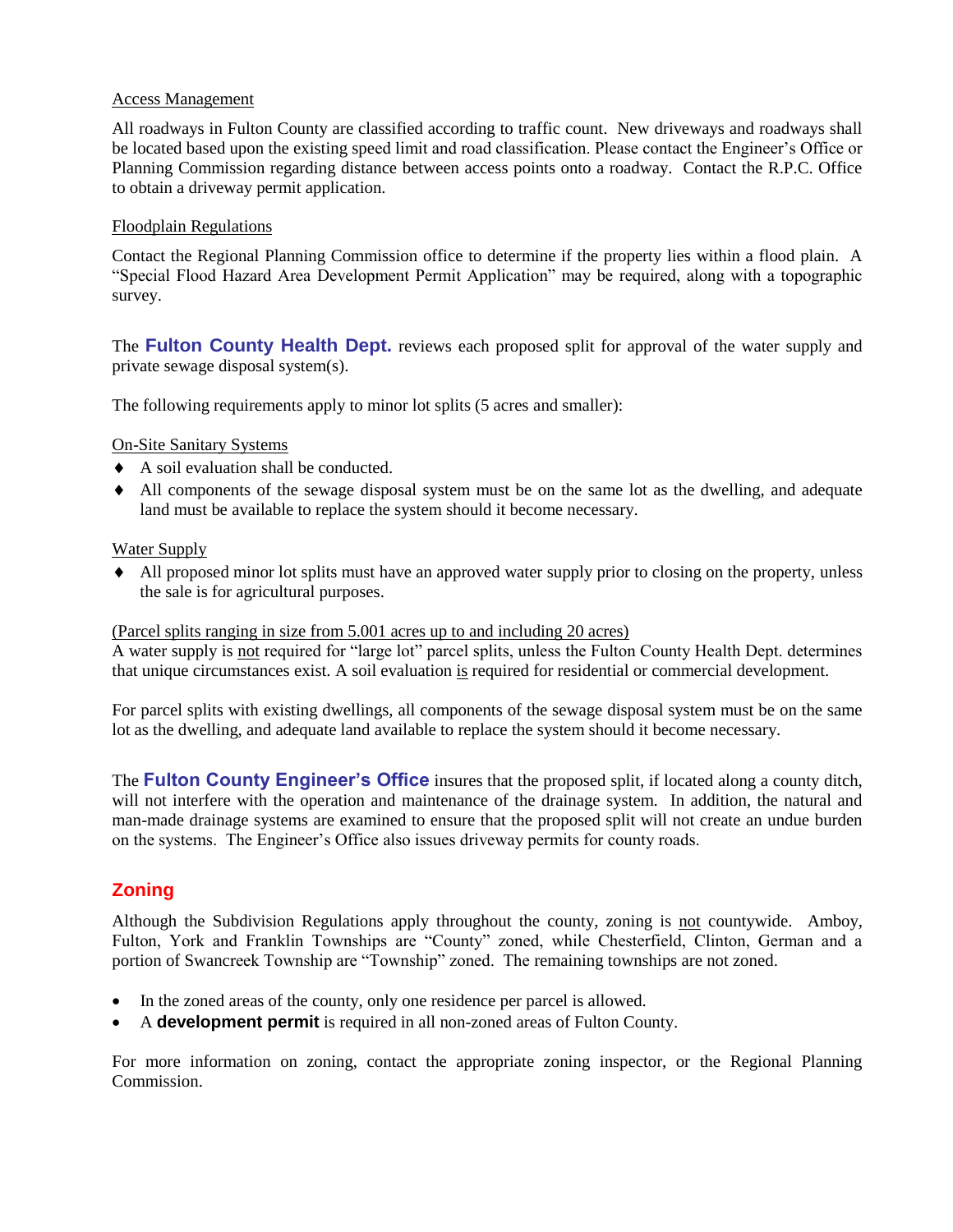Access Management

All roadways in Fulton County are classified according to traffic count. New driveways and roadways shall be located based upon the existing speed limit and road classification. Please contact the Engineer's Office or Planning Commission regarding distance between access points onto a roadway. Contact the R.P.C. Office to obtain a driveway permit application.

Floodplain Regulations

Contact the Regional Planning Commission office to determine if the property lies within a flood plain. A "Special Flood Hazard Area Development Permit Application" may be required, along with a topographic survey.

The **Fulton County Health Dept.** reviews each proposed split for approval of the water supply and private sewage disposal system(s).

The following requirements apply to minor lot splits (5 acres and smaller):

On-Site Sanitary Systems

- A soil evaluation shall be conducted.
- All components of the sewage disposal system must be on the same lot as the dwelling, and adequate land must be available to replace the system should it become necessary.

Water Supply

- All proposed minor lot splits must have an approved water supply prior to closing on the property, unless the sale is for agricultural purposes.

(Parcel splits ranging in size from 5.001 acres up to and including 20 acres)
A water supply is not required for "large lot" parcel splits, unless the Fulton County Health Dept. determines that unique circumstances exist. A soil evaluation is required for residential or commercial development.

For parcel splits with existing dwellings, all components of the sewage disposal system must be on the same lot as the dwelling, and adequate land available to replace the system should it become necessary.

The **Fulton County Engineer's Office** insures that the proposed split, if located along a county ditch, will not interfere with the operation and maintenance of the drainage system. In addition, the natural and man-made drainage systems are examined to ensure that the proposed split will not create an undue burden on the systems. The Engineer's Office also issues driveway permits for county roads.

## Zoning

Although the Subdivision Regulations apply throughout the county, zoning is not countywide. Amboy, Fulton, York and Franklin Townships are "County" zoned, while Chesterfield, Clinton, German and a portion of Swancreek Township are "Township" zoned. The remaining townships are not zoned.

- In the zoned areas of the county, only one residence per parcel is allowed.
- A **development permit** is required in all non-zoned areas of Fulton County.

For more information on zoning, contact the appropriate zoning inspector, or the Regional Planning Commission.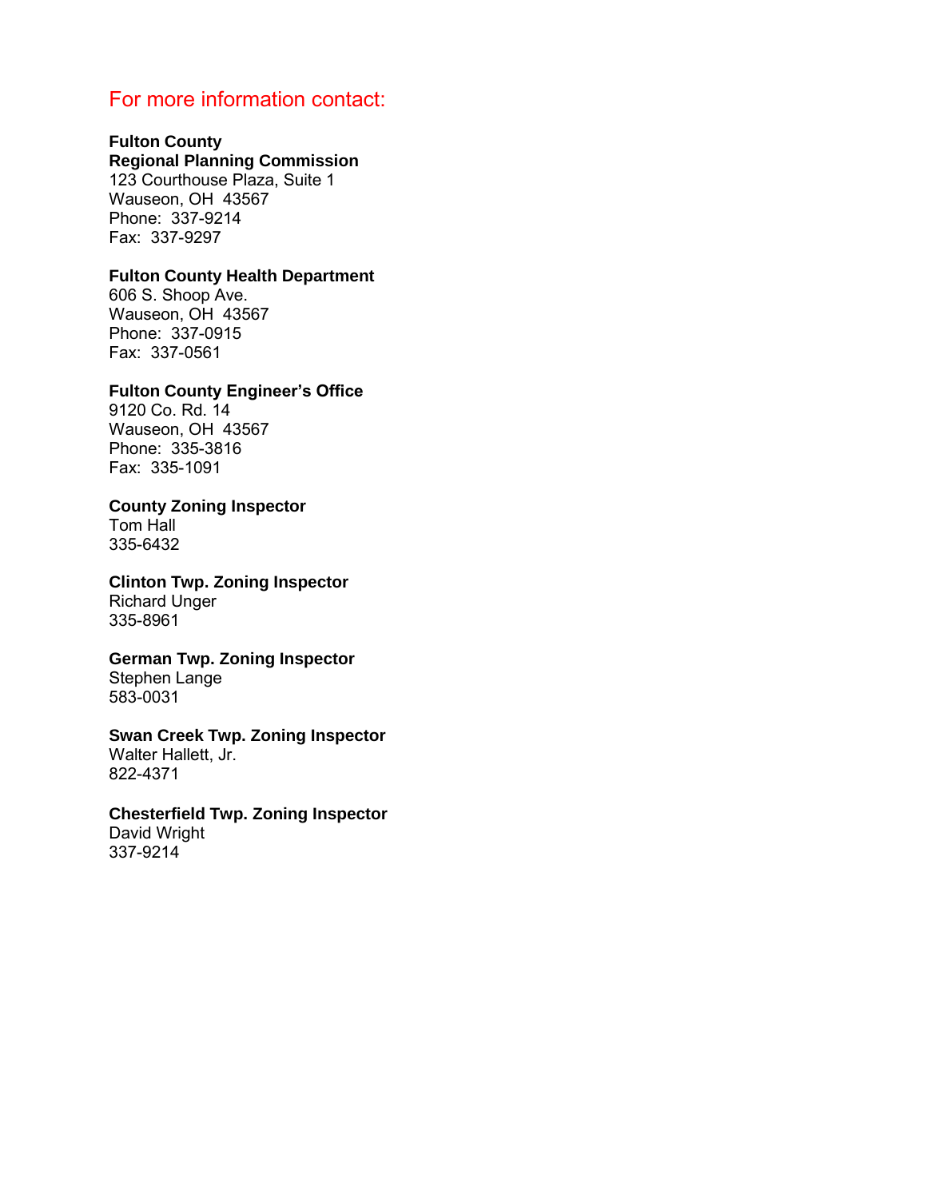## For more information contact:

**Fulton County**
**Regional Planning Commission**
123 Courthouse Plaza, Suite 1
Wauseon, OH 43567
Phone: 337-9214
Fax: 337-9297

**Fulton County Health Department**
606 S. Shoop Ave.
Wauseon, OH 43567
Phone: 337-0915
Fax: 337-0561

**Fulton County Engineer's Office**
9120 Co. Rd. 14
Wauseon, OH 43567
Phone: 335-3816
Fax: 335-1091

**County Zoning Inspector**
Tom Hall
335-6432

**Clinton Twp. Zoning Inspector**
Richard Unger
335-8961

**German Twp. Zoning Inspector**
Stephen Lange
583-0031

**Swan Creek Twp. Zoning Inspector**
Walter Hallett, Jr.
822-4371

**Chesterfield Twp. Zoning Inspector**
David Wright
337-9214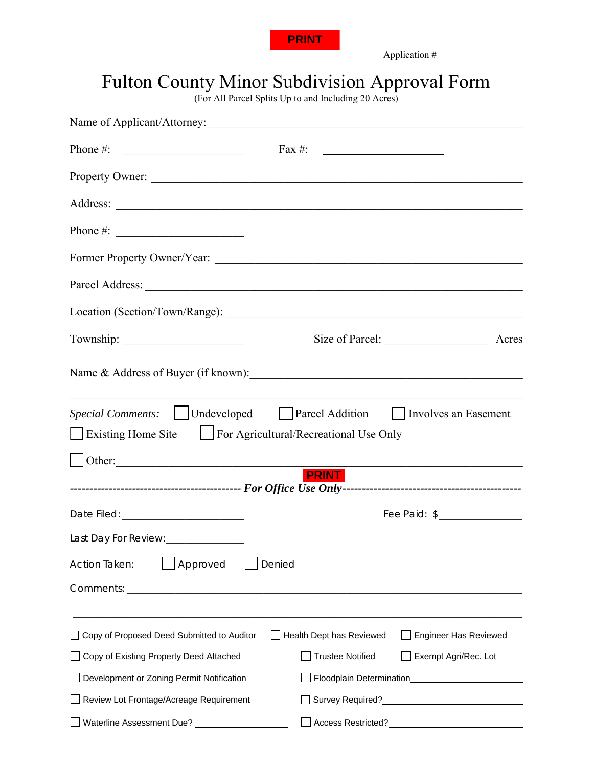PRINT

Application #________________

# Fulton County Minor Subdivision Approval Form

(For All Parcel Splits Up to and Including 20 Acres)

Name of Applicant/Attorney: ____________________________________________

Phone #: ______________________ Fax #: ______________________

Property Owner: ____________________________________________

Address: ____________________________________________

Phone #: ______________________

Former Property Owner/Year: ____________________________________________

Parcel Address: ____________________________________________

Location (Section/Town/Range): ____________________________________________

Township: ______________________ Size of Parcel: __________________ Acres

Name & Address of Buyer (if known): ____________________________________________

____________________________________________

*Special Comments:* ☐ Undeveloped ☐ Parcel Addition ☐ Involves an Easement

☐ Existing Home Site ☐ For Agricultural/Recreational Use Only

☐ Other: ____________________________________________

PRINT

------------------------------------------ ***For Office Use Only*** ------------------------------------------

Date Filed: ______________________ Fee Paid: $ ______________

Last Day For Review: ______________

Action Taken: ☐ Approved ☐ Denied

Comments: ____________________________________________

____________________________________________

☐ Copy of Proposed Deed Submitted to Auditor ☐ Health Dept has Reviewed ☐ Engineer Has Reviewed

☐ Copy of Existing Property Deed Attached ☐ Trustee Notified ☐ Exempt Agri/Rec. Lot

☐ Development or Zoning Permit Notification ☐ Floodplain Determination ______________

☐ Review Lot Frontage/Acreage Requirement ☐ Survey Required? ______________

☐ Waterline Assessment Due? ______________ ☐ Access Restricted? ______________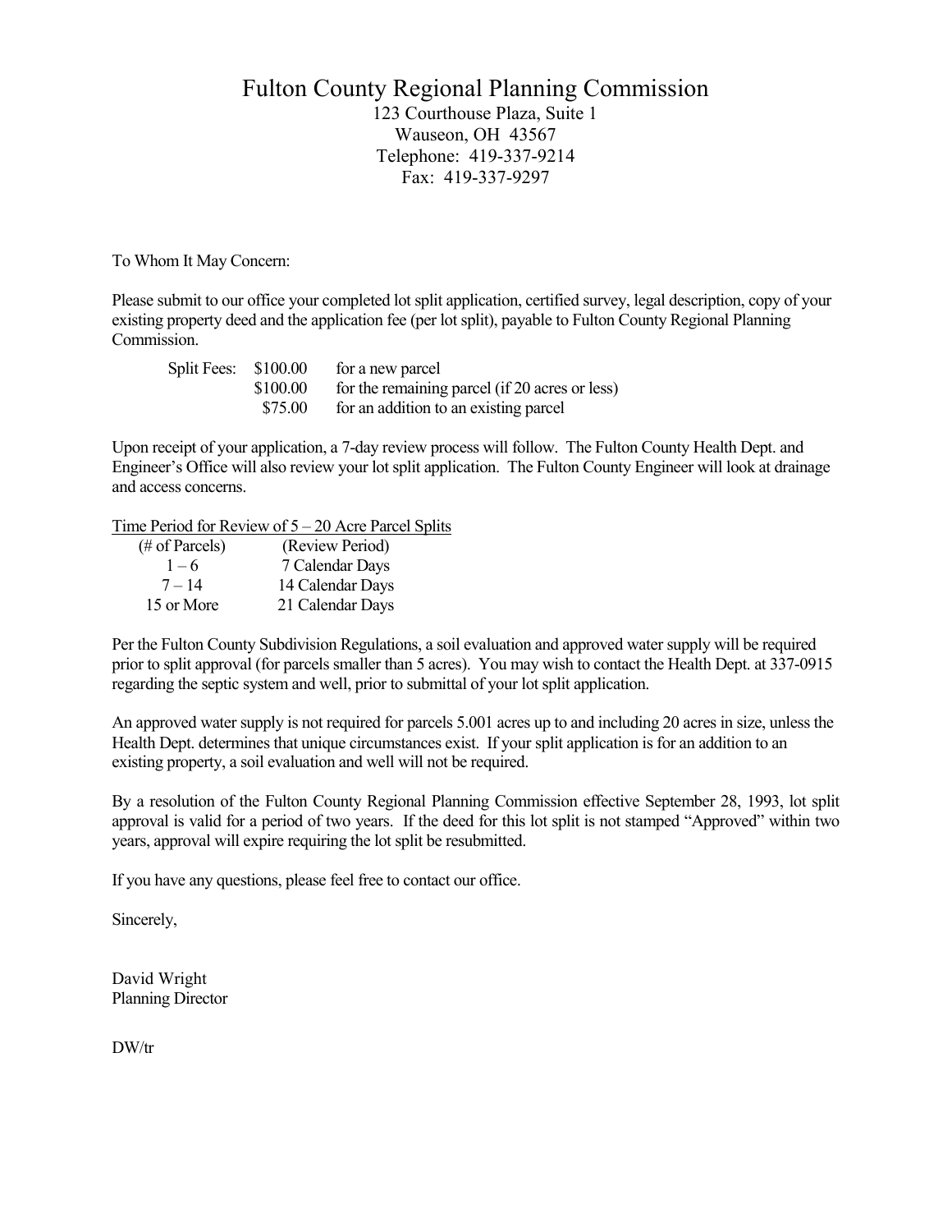# Fulton County Regional Planning Commission

123 Courthouse Plaza, Suite 1
Wauseon, OH 43567
Telephone: 419-337-9214
Fax: 419-337-9297

To Whom It May Concern:

Please submit to our office your completed lot split application, certified survey, legal description, copy of your existing property deed and the application fee (per lot split), payable to Fulton County Regional Planning Commission.

| | | |
|---|---|---|
| Split Fees: | $100.00 | for a new parcel |
| | $100.00 | for the remaining parcel (if 20 acres or less) |
| | $75.00 | for an addition to an existing parcel |

Upon receipt of your application, a 7-day review process will follow. The Fulton County Health Dept. and Engineer's Office will also review your lot split application. The Fulton County Engineer will look at drainage and access concerns.

Time Period for Review of 5 – 20 Acre Parcel Splits

| (# of Parcels) | (Review Period) |
|---|---|
| 1 – 6 | 7 Calendar Days |
| 7 – 14 | 14 Calendar Days |
| 15 or More | 21 Calendar Days |

Per the Fulton County Subdivision Regulations, a soil evaluation and approved water supply will be required prior to split approval (for parcels smaller than 5 acres). You may wish to contact the Health Dept. at 337-0915 regarding the septic system and well, prior to submittal of your lot split application.

An approved water supply is not required for parcels 5.001 acres up to and including 20 acres in size, unless the Health Dept. determines that unique circumstances exist. If your split application is for an addition to an existing property, a soil evaluation and well will not be required.

By a resolution of the Fulton County Regional Planning Commission effective September 28, 1993, lot split approval is valid for a period of two years. If the deed for this lot split is not stamped "Approved" within two years, approval will expire requiring the lot split be resubmitted.

If you have any questions, please feel free to contact our office.

Sincerely,

David Wright
Planning Director

DW/tr